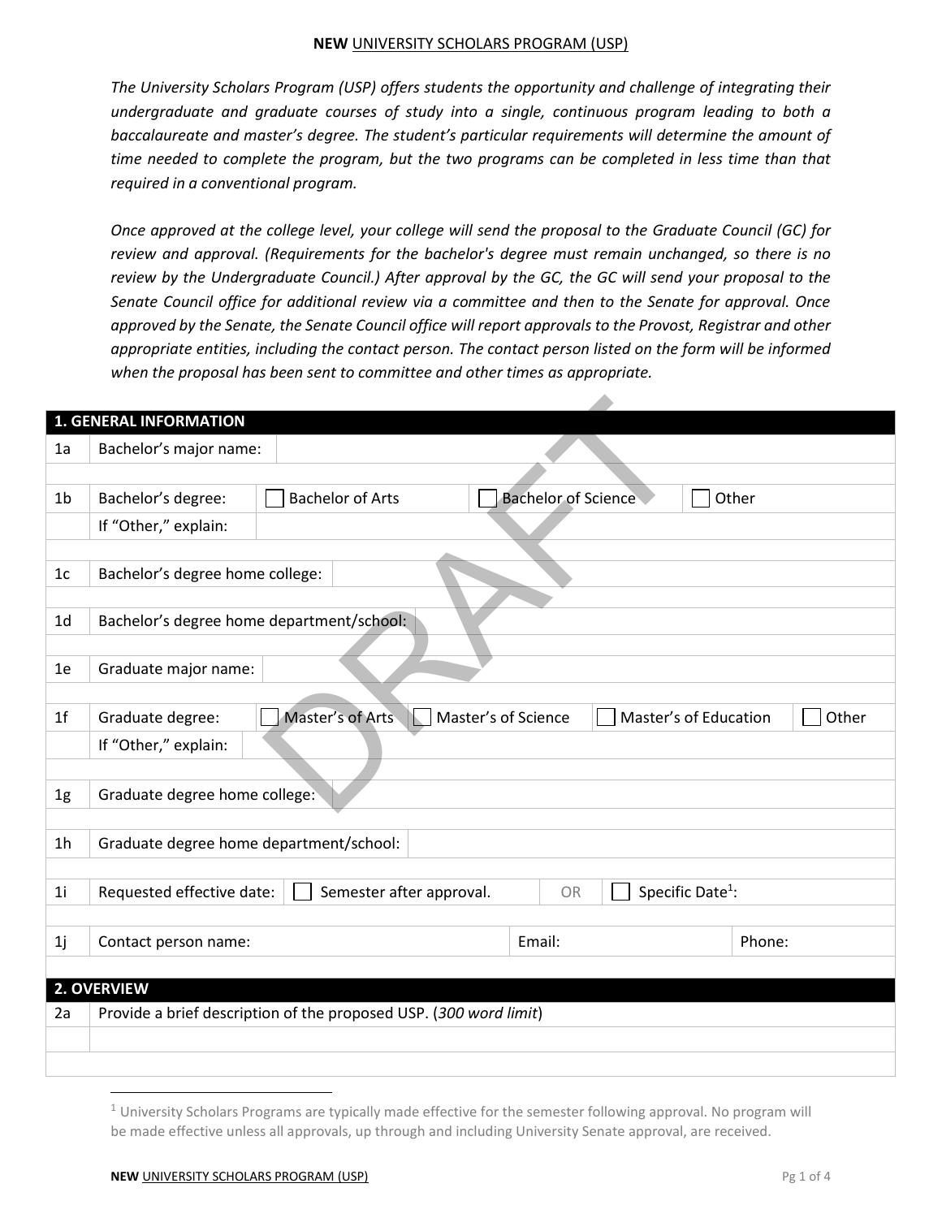**NEW** UNIVERSITY SCHOLARS PROGRAM (USP)

*The University Scholars Program (USP) offers students the opportunity and challenge of integrating their undergraduate and graduate courses of study into a single, continuous program leading to both a baccalaureate and master's degree. The student's particular requirements will determine the amount of time needed to complete the program, but the two programs can be completed in less time than that required in a conventional program.*

*Once approved at the college level, your college will send the proposal to the Graduate Council (GC) for review and approval. (Requirements for the bachelor's degree must remain unchanged, so there is no review by the Undergraduate Council.) After approval by the GC, the GC will send your proposal to the Senate Council office for additional review via a committee and then to the Senate for approval. Once approved by the Senate, the Senate Council office will report approvals to the Provost, Registrar and other appropriate entities, including the contact person. The contact person listed on the form will be informed when the proposal has been sent to committee and other times as appropriate.*

| **1. GENERAL INFORMATION** | | | | | |
|---|---|---|---|---|---|
| 1a | Bachelor's major name: | | | | |
| 1b | Bachelor's degree: | ☐ Bachelor of Arts | ☐ Bachelor of Science | ☐ Other | |
| | If "Other," explain: | | | | |
| 1c | Bachelor's degree home college: | | | | |
| 1d | Bachelor's degree home department/school: | | | | |
| 1e | Graduate major name: | | | | |
| 1f | Graduate degree: | ☐ Master's of Arts | ☐ Master's of Science | ☐ Master's of Education | ☐ Other |
| | If "Other," explain: | | | | |
| 1g | Graduate degree home college: | | | | |
| 1h | Graduate degree home department/school: | | | | |
| 1i | Requested effective date: | ☐ Semester after approval. | OR | ☐ Specific Date[1]: | |
| 1j | Contact person name: | | Email: | | Phone: |

| **2. OVERVIEW** | |
|---|---|
| 2a | Provide a brief description of the proposed USP. (*300 word limit*) |
| | |
| | |

[1] University Scholars Programs are typically made effective for the semester following approval. No program will be made effective unless all approvals, up through and including University Senate approval, are received.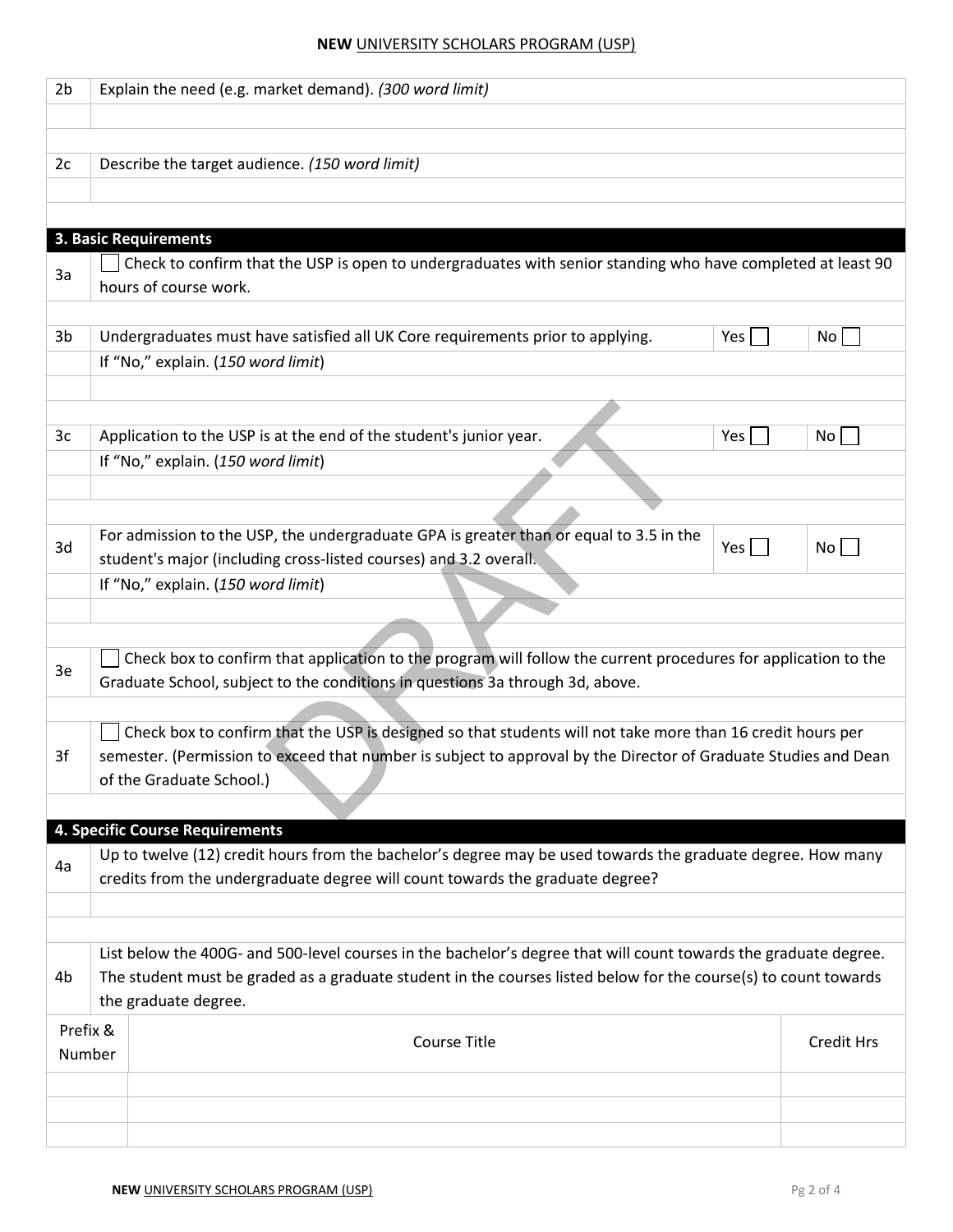| | |
|---|---|
| 2b | Explain the need (e.g. market demand). *(300 word limit)* |
| | |
| 2c | Describe the target audience. *(150 word limit)* |
| | |

## 3. Basic Requirements

| | | | |
|---|---|---|---|
| 3a | ☐ Check to confirm that the USP is open to undergraduates with senior standing who have completed at least 90 hours of course work. | | |
| 3b | Undergraduates must have satisfied all UK Core requirements prior to applying. | Yes ☐ | No ☐ |
| | If "No," explain. (*150 word limit*) | | |
| | | | |
| 3c | Application to the USP is at the end of the student's junior year. | Yes ☐ | No ☐ |
| | If "No," explain. (*150 word limit*) | | |
| | | | |
| 3d | For admission to the USP, the undergraduate GPA is greater than or equal to 3.5 in the student's major (including cross-listed courses) and 3.2 overall. | Yes ☐ | No ☐ |
| | If "No," explain. (*150 word limit*) | | |
| | | | |
| 3e | ☐ Check box to confirm that application to the program will follow the current procedures for application to the Graduate School, subject to the conditions in questions 3a through 3d, above. | | |
| 3f | ☐ Check box to confirm that the USP is designed so that students will not take more than 16 credit hours per semester. (Permission to exceed that number is subject to approval by the Director of Graduate Studies and Dean of the Graduate School.) | | |

## 4. Specific Course Requirements

| | |
|---|---|
| 4a | Up to twelve (12) credit hours from the bachelor's degree may be used towards the graduate degree. How many credits from the undergraduate degree will count towards the graduate degree? |
| | |
| 4b | List below the 400G- and 500-level courses in the bachelor's degree that will count towards the graduate degree. The student must be graded as a graduate student in the courses listed below for the course(s) to count towards the graduate degree. |

| Prefix & Number | Course Title | Credit Hrs |
|---|---|---|
| | | |
| | | |
| | | |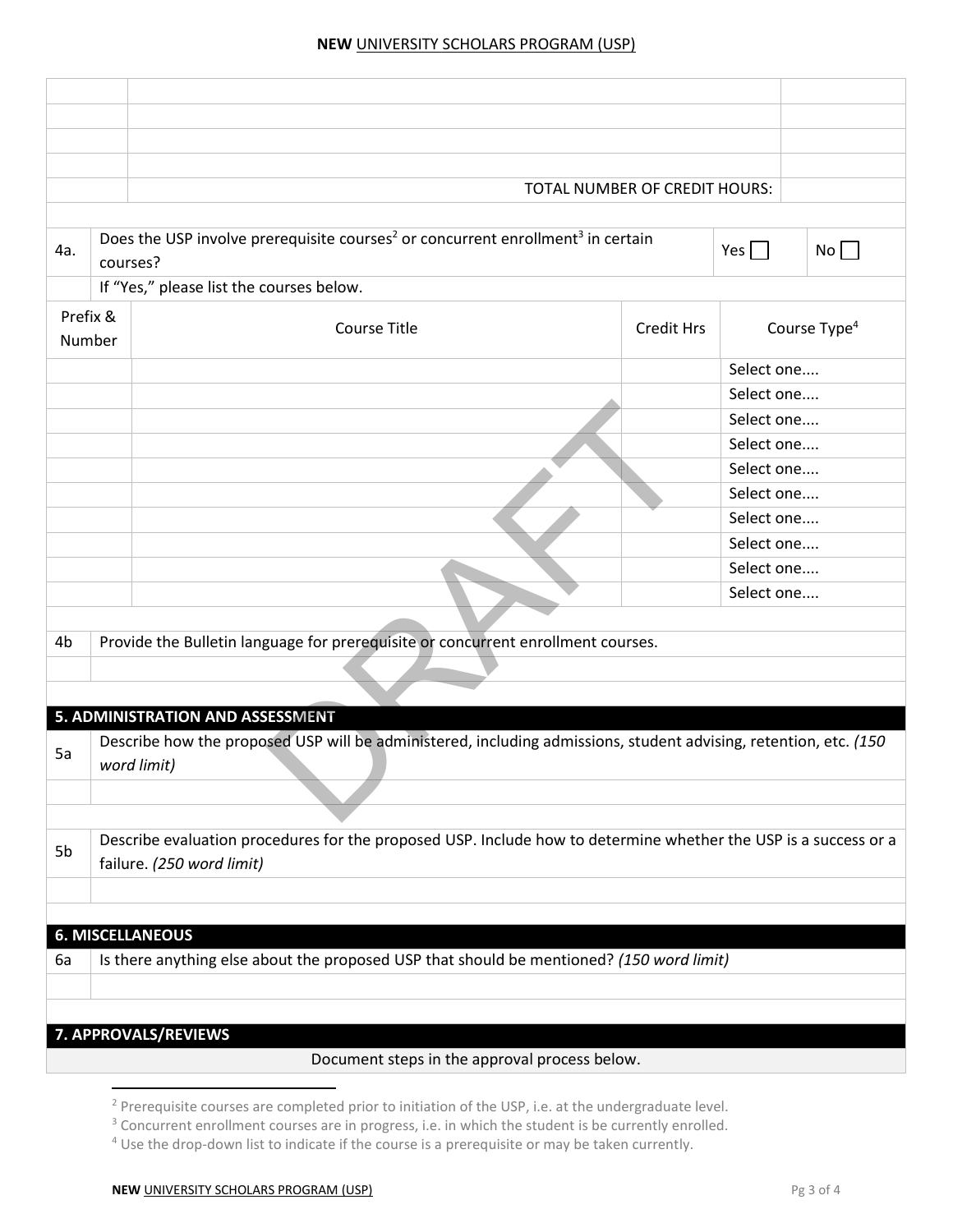| | | |
|---|---|---|
| | | |
| | | |
| | | |
| | | |
| | TOTAL NUMBER OF CREDIT HOURS: | |

| | | | |
|---|---|---|---|
| 4a. | Does the USP involve prerequisite courses[2] or concurrent enrollment[3] in certain courses? | Yes ☐ | No ☐ |
| | If "Yes," please list the courses below. | | |

| Prefix & Number | Course Title | Credit Hrs | Course Type[4] |
|---|---|---|---|
| | | | Select one.... |
| | | | Select one.... |
| | | | Select one.... |
| | | | Select one.... |
| | | | Select one.... |
| | | | Select one.... |
| | | | Select one.... |
| | | | Select one.... |
| | | | Select one.... |
| | | | Select one.... |

| | |
|---|---|
| 4b | Provide the Bulletin language for prerequisite or concurrent enrollment courses. |
| | |

## 5. ADMINISTRATION AND ASSESSMENT

| | |
|---|---|
| 5a | Describe how the proposed USP will be administered, including admissions, student advising, retention, etc. *(150 word limit)* |
| | |

| | |
|---|---|
| 5b | Describe evaluation procedures for the proposed USP. Include how to determine whether the USP is a success or a failure. *(250 word limit)* |
| | |

## 6. MISCELLANEOUS

| | |
|---|---|
| 6a | Is there anything else about the proposed USP that should be mentioned? *(150 word limit)* |
| | |

## 7. APPROVALS/REVIEWS

Document steps in the approval process below.

---

[2] Prerequisite courses are completed prior to initiation of the USP, i.e. at the undergraduate level.

[3] Concurrent enrollment courses are in progress, i.e. in which the student is be currently enrolled.

[4] Use the drop-down list to indicate if the course is a prerequisite or may be taken currently.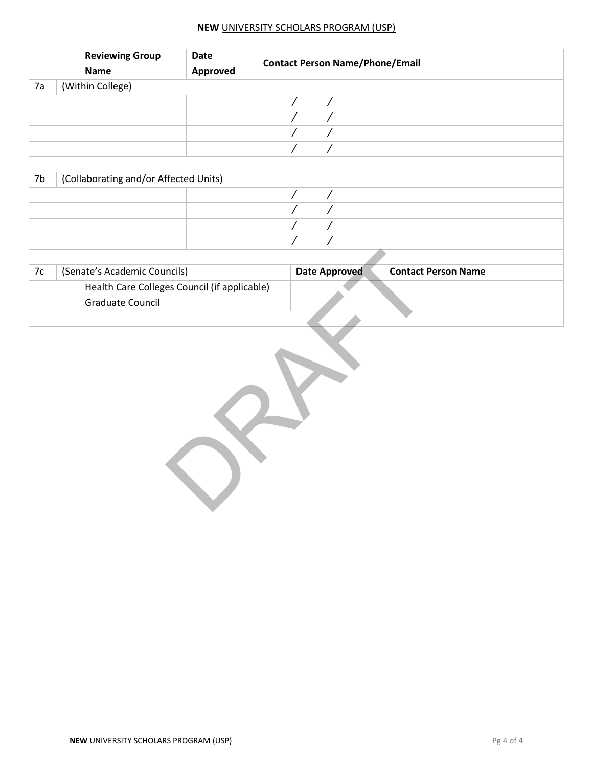| | Reviewing Group Name | Date Approved | Contact Person Name/Phone/Email | |
|---|---|---|---|---|
| 7a | (Within College) | | | |
| | | | / / | |
| | | | / / | |
| | | | / / | |
| | | | / / | |
| | | | | |
| 7b | (Collaborating and/or Affected Units) | | | |
| | | | / / | |
| | | | / / | |
| | | | / / | |
| | | | / / | |
| | | | | |
| 7c | (Senate's Academic Councils) | | **Date Approved** | **Contact Person Name** |
| | Health Care Colleges Council (if applicable) | | | |
| | Graduate Council | | | |
| | | | | |